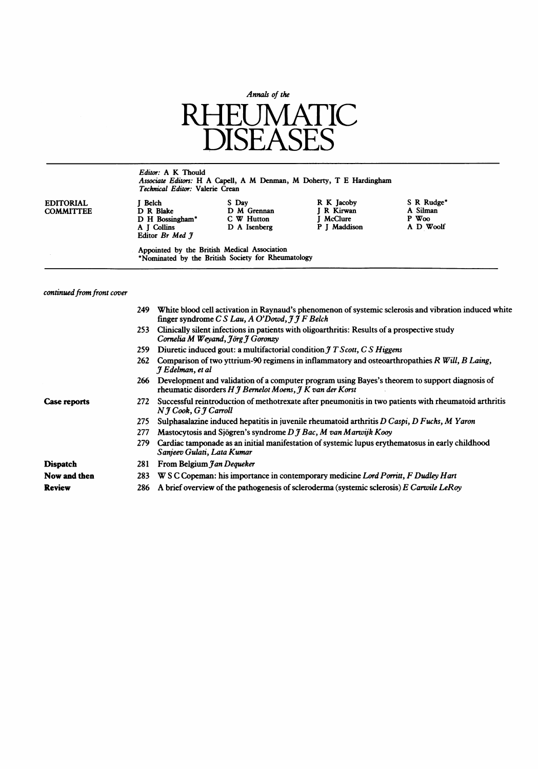*Annals of the*

# RHEUMATIC DISEASES

*Editor:* A K Thould
*Associate Editors:* H A Capell, A M Denman, M Doherty, T E Hardingham
*Technical Editor:* Valerie Crean

**EDITORIAL COMMITTEE**

J Belch
D R Blake
D H Bossingham*
A J Collins
Editor *Br Med J*
S Day
D M Grennan
C W Hutton
D A Isenberg
R K Jacoby
J R Kirwan
J McClure
P J Maddison
S R Rudge*
A Silman
P Woo
A D Woolf

Appointed by the British Medical Association
*Nominated by the British Society for Rheumatology

*continued from front cover*

249 White blood cell activation in Raynaud's phenomenon of systemic sclerosis and vibration induced white finger syndrome *C S Lau, A O'Dowd, J J F Belch*

253 Clinically silent infections in patients with oligoarthritis: Results of a prospective study *Cornelia M Weyand, Jörg J Goronzy*

259 Diuretic induced gout: a multifactorial condition *J T Scott, C S Higgens*

262 Comparison of two yttrium-90 regimens in inflammatory and osteoarthropathies *R Will, B Laing, J Edelman, et al*

266 Development and validation of a computer program using Bayes's theorem to support diagnosis of rheumatic disorders *H J Bernelot Moens, J K van der Korst*

**Case reports**

272 Successful reintroduction of methotrexate after pneumonitis in two patients with rheumatoid arthritis *N J Cook, G J Carroll*

275 Sulphasalazine induced hepatitis in juvenile rheumatoid arthritis *D Caspi, D Fuchs, M Yaron*

277 Mastocytosis and Sjögren's syndrome *D J Bac, M van Marwijk Kooy*

279 Cardiac tamponade as an initial manifestation of systemic lupus erythematosus in early childhood *Sanjeev Gulati, Lata Kumar*

**Dispatch**

281 From Belgium *Jan Dequeker*

**Now and then**

283 W S C Copeman: his importance in contemporary medicine *Lord Porritt, F Dudley Hart*

**Review**

286 A brief overview of the pathogenesis of scleroderma (systemic sclerosis) *E Carwile LeRoy*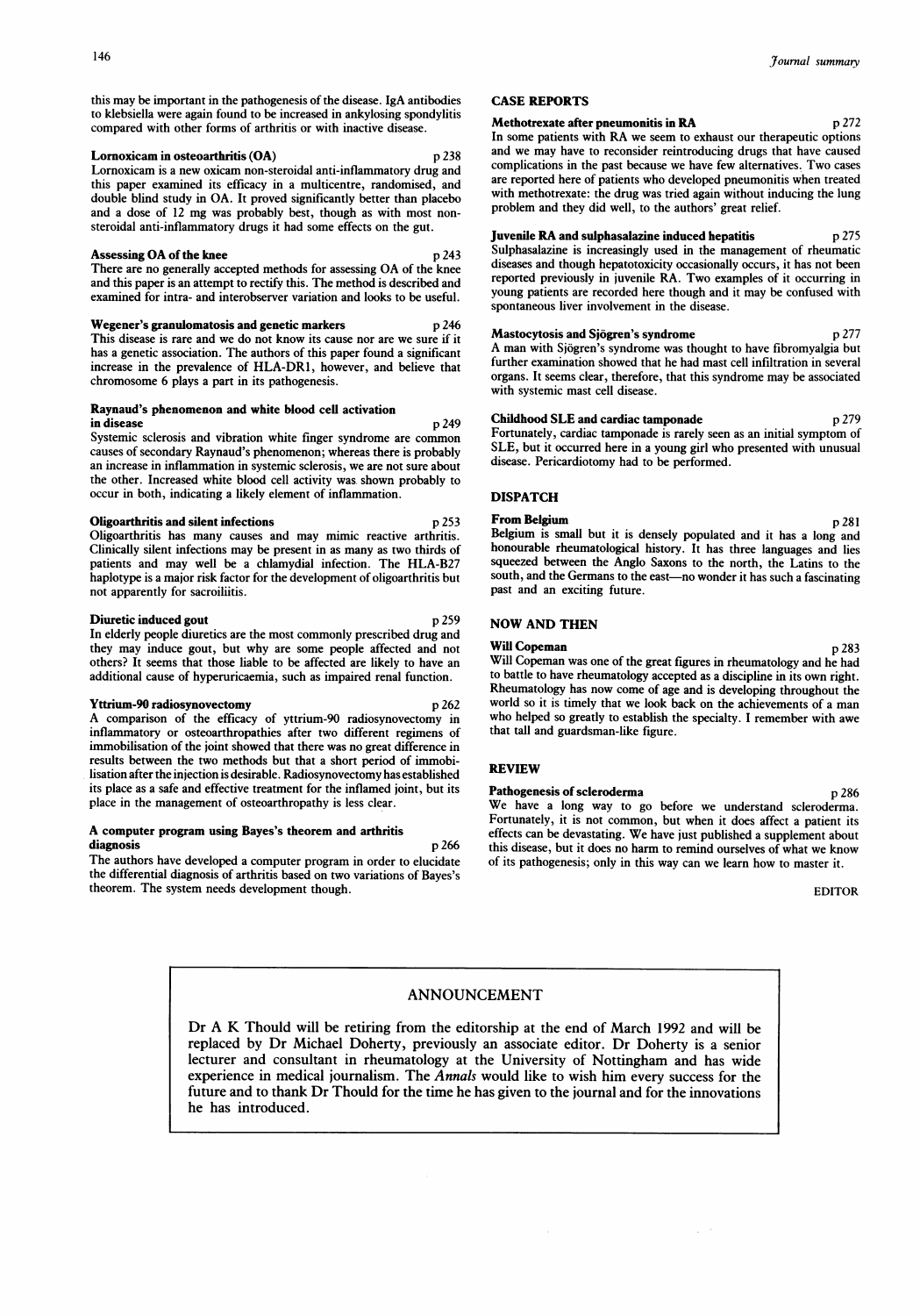this may be important in the pathogenesis of the disease. IgA antibodies to klebsiella were again found to be increased in ankylosing spondylitis compared with other forms of arthritis or with inactive disease.

**Lornoxicam in osteoarthritis (OA)** p 238

Lornoxicam is a new oxicam non-steroidal anti-inflammatory drug and this paper examined its efficacy in a multicentre, randomised, and double blind study in OA. It proved significantly better than placebo and a dose of 12 mg was probably best, though as with most non-steroidal anti-inflammatory drugs it had some effects on the gut.

**Assessing OA of the knee** p 243

There are no generally accepted methods for assessing OA of the knee and this paper is an attempt to rectify this. The method is described and examined for intra- and interobserver variation and looks to be useful.

**Wegener's granulomatosis and genetic markers** p 246

This disease is rare and we do not know its cause nor are we sure if it has a genetic association. The authors of this paper found a significant increase in the prevalence of HLA-DR1, however, and believe that chromosome 6 plays a part in its pathogenesis.

**Raynaud's phenomenon and white blood cell activation in disease** p 249

Systemic sclerosis and vibration white finger syndrome are common causes of secondary Raynaud's phenomenon; whereas there is probably an increase in inflammation in systemic sclerosis, we are not sure about the other. Increased white blood cell activity was shown probably to occur in both, indicating a likely element of inflammation.

**Oligoarthritis and silent infections** p 253

Oligoarthritis has many causes and may mimic reactive arthritis. Clinically silent infections may be present in as many as two thirds of patients and may well be a chlamydial infection. The HLA-B27 haplotype is a major risk factor for the development of oligoarthritis but not apparently for sacroiliitis.

**Diuretic induced gout** p 259

In elderly people diuretics are the most commonly prescribed drug and they may induce gout, but why are some people affected and not others? It seems that those liable to be affected are likely to have an additional cause of hyperuricaemia, such as impaired renal function.

**Yttrium-90 radiosynovectomy** p 262

A comparison of the efficacy of yttrium-90 radiosynovectomy in inflammatory or osteoarthropathies after two different regimens of immobilisation of the joint showed that there was no great difference in results between the two methods but that a short period of immobilisation after the injection is desirable. Radiosynovectomy has established its place as a safe and effective treatment for the inflamed joint, but its place in the management of osteoarthropathy is less clear.

**A computer program using Bayes's theorem and arthritis diagnosis** p 266

The authors have developed a computer program in order to elucidate the differential diagnosis of arthritis based on two variations of Bayes's theorem. The system needs development though.

## CASE REPORTS

**Methotrexate after pneumonitis in RA** p 272

In some patients with RA we seem to exhaust our therapeutic options and we may have to reconsider reintroducing drugs that have caused complications in the past because we have few alternatives. Two cases are reported here of patients who developed pneumonitis when treated with methotrexate: the drug was tried again without inducing the lung problem and they did well, to the authors' great relief.

**Juvenile RA and sulphasalazine induced hepatitis** p 275

Sulphasalazine is increasingly used in the management of rheumatic diseases and though hepatotoxicity occasionally occurs, it has not been reported previously in juvenile RA. Two examples of it occurring in young patients are recorded here though and it may be confused with spontaneous liver involvement in the disease.

**Mastocytosis and Sjögren's syndrome** p 277

A man with Sjögren's syndrome was thought to have fibromyalgia but further examination showed that he had mast cell infiltration in several organs. It seems clear, therefore, that this syndrome may be associated with systemic mast cell disease.

**Childhood SLE and cardiac tamponade** p 279

Fortunately, cardiac tamponade is rarely seen as an initial symptom of SLE, but it occurred here in a young girl who presented with unusual disease. Pericardiotomy had to be performed.

## DISPATCH

**From Belgium** p 281

Belgium is small but it is densely populated and it has a long and honourable rheumatological history. It has three languages and lies squeezed between the Anglo Saxons to the north, the Latins to the south, and the Germans to the east—no wonder it has such a fascinating past and an exciting future.

## NOW AND THEN

**Will Copeman** p 283

Will Copeman was one of the great figures in rheumatology and he had to battle to have rheumatology accepted as a discipline in its own right. Rheumatology has now come of age and is developing throughout the world so it is timely that we look back on the achievements of a man who helped so greatly to establish the specialty. I remember with awe that tall and guardsman-like figure.

## REVIEW

**Pathogenesis of scleroderma** p 286

We have a long way to go before we understand scleroderma. Fortunately, it is not common, but when it does affect a patient its effects can be devastating. We have just published a supplement about this disease, but it does no harm to remind ourselves of what we know of its pathogenesis; only in this way can we learn how to master it.

EDITOR

## ANNOUNCEMENT

Dr A K Thould will be retiring from the editorship at the end of March 1992 and will be replaced by Dr Michael Doherty, previously an associate editor. Dr Doherty is a senior lecturer and consultant in rheumatology at the University of Nottingham and has wide experience in medical journalism. The *Annals* would like to wish him every success for the future and to thank Dr Thould for the time he has given to the journal and for the innovations he has introduced.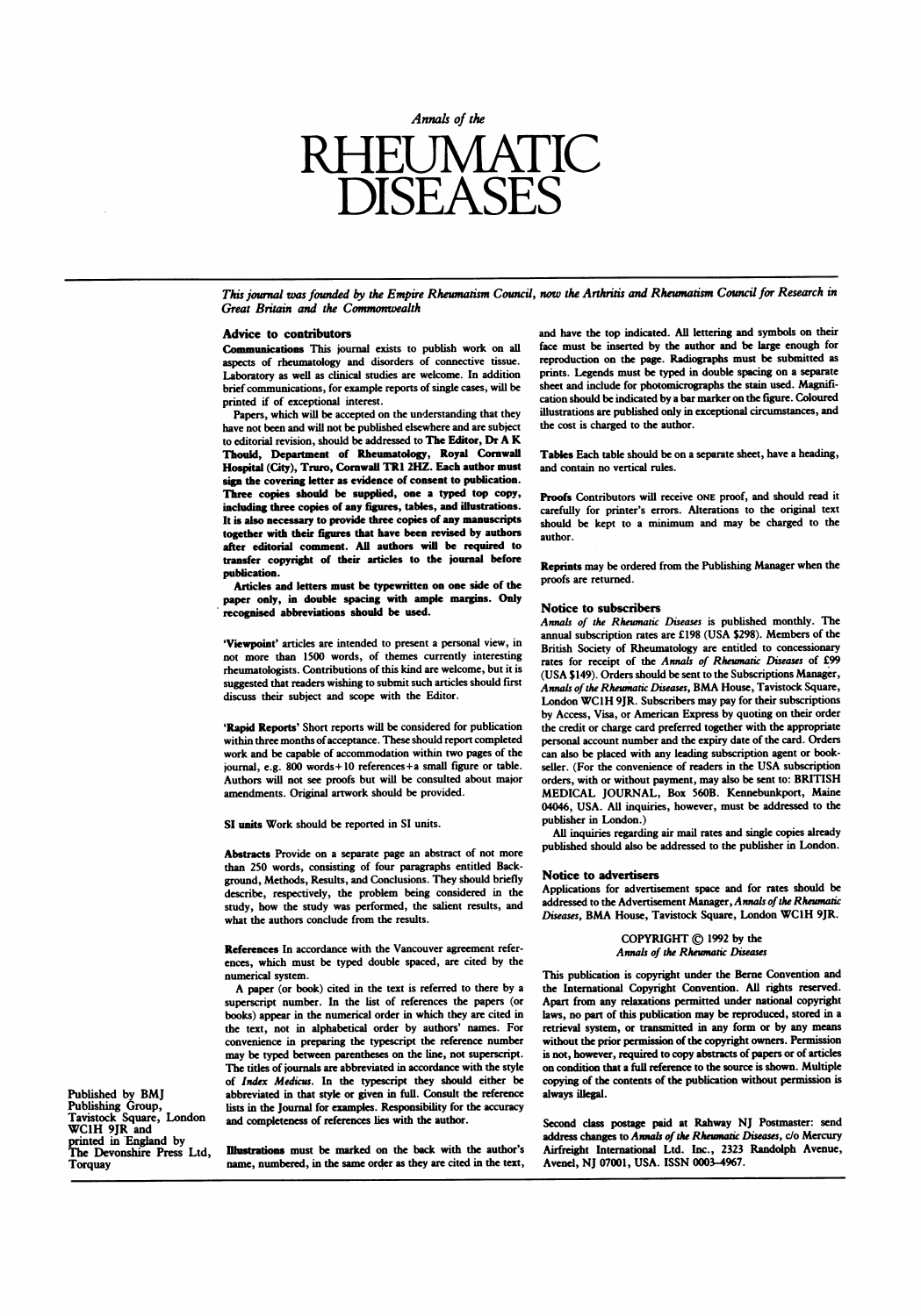*Annals of the*

# RHEUMATIC DISEASES

*This journal was founded by the Empire Rheumatism Council, now the Arthritis and Rheumatism Council for Research in Great Britain and the Commonwealth*

## Advice to contributors

**Communications** This journal exists to publish work on all aspects of rheumatology and disorders of connective tissue. Laboratory as well as clinical studies are welcome. In addition brief communications, for example reports of single cases, will be printed if of exceptional interest.

Papers, which will be accepted on the understanding that they have not been and will not be published elsewhere and are subject to editorial revision, should be addressed to **The Editor, Dr A K Thould, Department of Rheumatology, Royal Cornwall Hospital (City), Truro, Cornwall TR1 2HZ. Each author must sign the covering letter as evidence of consent to publication. Three copies should be supplied, one a typed top copy, including three copies of any figures, tables, and illustrations. It is also necessary to provide three copies of any manuscripts together with their figures that have been revised by authors after editorial comment. All authors will be required to transfer copyright of their articles to the journal before publication.**

**Articles and letters must be typewritten on one side of the paper only, in double spacing with ample margins. Only recognised abbreviations should be used.**

**'Viewpoint'** articles are intended to present a personal view, in not more than 1500 words, of themes currently interesting rheumatologists. Contributions of this kind are welcome, but it is suggested that readers wishing to submit such articles should first discuss their subject and scope with the Editor.

**'Rapid Reports'** Short reports will be considered for publication within three months of acceptance. These should report completed work and be capable of accommodation within two pages of the journal, e.g. 800 words+10 references+a small figure or table. Authors will not see proofs but will be consulted about major amendments. Original artwork should be provided.

**SI units** Work should be reported in SI units.

**Abstracts** Provide on a separate page an abstract of not more than 250 words, consisting of four paragraphs entitled Background, Methods, Results, and Conclusions. They should briefly describe, respectively, the problem being considered in the study, how the study was performed, the salient results, and what the authors conclude from the results.

**References** In accordance with the Vancouver agreement references, which must be typed double spaced, are cited by the numerical system.

A paper (or book) cited in the text is referred to there by a superscript number. In the list of references the papers (or books) appear in the numerical order in which they are cited in the text, not in alphabetical order by authors' names. For convenience in preparing the typescript the reference number may be typed between parentheses on the line, not superscript. The titles of journals are abbreviated in accordance with the style of *Index Medicus*. In the typescript they should either be abbreviated in that style or given in full. Consult the reference lists in the Journal for examples. Responsibility for the accuracy and completeness of references lies with the author.

**Illustrations** must be marked on the back with the author's name, numbered, in the same order as they are cited in the text, and have the top indicated. All lettering and symbols on their face must be inserted by the author and be large enough for reproduction on the page. Radiographs must be submitted as prints. Legends must be typed in double spacing on a separate sheet and include for photomicrographs the stain used. Magnification should be indicated by a bar marker on the figure. Coloured illustrations are published only in exceptional circumstances, and the cost is charged to the author.

**Tables** Each table should be on a separate sheet, have a heading, and contain no vertical rules.

**Proofs** Contributors will receive ONE proof, and should read it carefully for printer's errors. Alterations to the original text should be kept to a minimum and may be charged to the author.

**Reprints** may be ordered from the Publishing Manager when the proofs are returned.

## Notice to subscribers

*Annals of the Rheumatic Diseases* is published monthly. The annual subscription rates are £198 (USA $298). Members of the British Society of Rheumatology are entitled to concessionary rates for receipt of the *Annals of Rheumatic Diseases* of £99 (USA $149). Orders should be sent to the Subscriptions Manager, *Annals of the Rheumatic Diseases*, BMA House, Tavistock Square, London WC1H 9JR. Subscribers may pay for their subscriptions by Access, Visa, or American Express by quoting on their order the credit or charge card preferred together with the appropriate personal account number and the expiry date of the card. Orders can also be placed with any leading subscription agent or bookseller. (For the convenience of readers in the USA subscription orders, with or without payment, may also be sent to: BRITISH MEDICAL JOURNAL, Box 560B. Kennebunkport, Maine 04046, USA. All inquiries, however, must be addressed to the publisher in London.)

All inquiries regarding air mail rates and single copies already published should also be addressed to the publisher in London.

## Notice to advertisers

Applications for advertisement space and for rates should be addressed to the Advertisement Manager, *Annals of the Rheumatic Diseases*, BMA House, Tavistock Square, London WC1H 9JR.

COPYRIGHT © 1992 by the *Annals of the Rheumatic Diseases*

This publication is copyright under the Berne Convention and the International Copyright Convention. All rights reserved. Apart from any relaxations permitted under national copyright laws, no part of this publication may be reproduced, stored in a retrieval system, or transmitted in any form or by any means without the prior permission of the copyright owners. Permission is not, however, required to copy abstracts of papers or of articles on condition that a full reference to the source is shown. Multiple copying of the contents of the publication without permission is always illegal.

Second class postage paid at Rahway NJ Postmaster: send address changes to *Annals of the Rheumatic Diseases*, c/o Mercury Airfreight International Ltd. Inc., 2323 Randolph Avenue, Avenel, NJ 07001, USA. ISSN 0003-4967.

Published by BMJ Publishing Group, Tavistock Square, London WC1H 9JR and printed in England by The Devonshire Press Ltd, Torquay